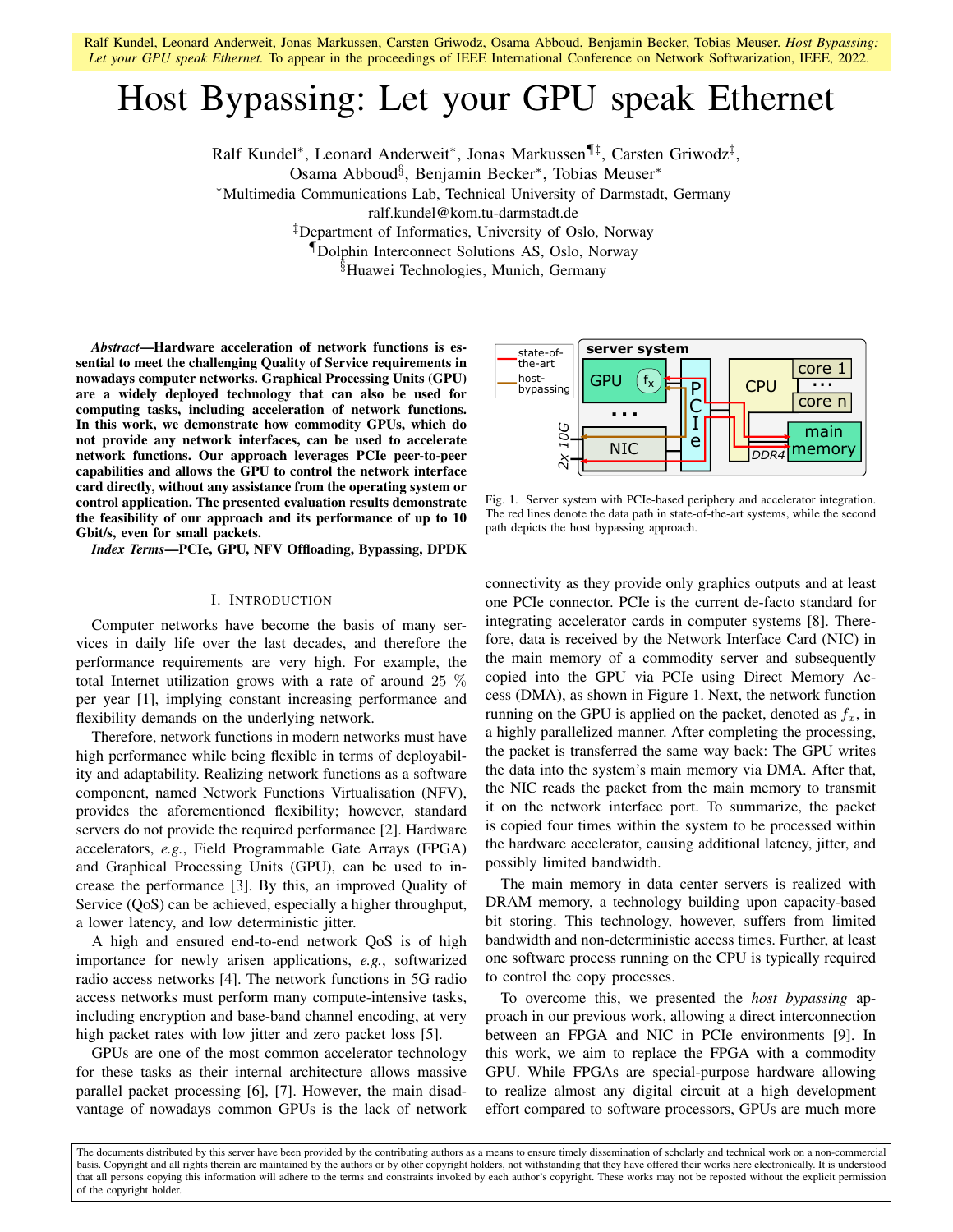Ralf Kundel, Leonard Anderweit, Jonas Markussen, Carsten Griwodz, Osama Abboud, Benjamin Becker, Tobias Meuser. *Host Bypassing: Let your GPU speak Ethernet.* To appear in the proceedings of IEEE International Conference on Network Softwarization, IEEE, 2022.

# Host Bypassing: Let your GPU speak Ethernet

Ralf Kundel[*], Leonard Anderweit[*], Jonas Markussen[¶‡], Carsten Griwodz[‡], Osama Abboud[§], Benjamin Becker[*], Tobias Meuser[*]

[*]Multimedia Communications Lab, Technical University of Darmstadt, Germany
ralf.kundel@kom.tu-darmstadt.de
[‡]Department of Informatics, University of Oslo, Norway
[¶]Dolphin Interconnect Solutions AS, Oslo, Norway
[§]Huawei Technologies, Munich, Germany

***Abstract*—Hardware acceleration of network functions is essential to meet the challenging Quality of Service requirements in nowadays computer networks. Graphical Processing Units (GPU) are a widely deployed technology that can also be used for computing tasks, including acceleration of network functions. In this work, we demonstrate how commodity GPUs, which do not provide any network interfaces, can be used to accelerate network functions. Our approach leverages PCIe peer-to-peer capabilities and allows the GPU to control the network interface card directly, without any assistance from the operating system or control application. The presented evaluation results demonstrate the feasibility of our approach and its performance of up to 10 Gbit/s, even for small packets.**

***Index Terms*—PCIe, GPU, NFV Offloading, Bypassing, DPDK**

## I. Introduction

Computer networks have become the basis of many services in daily life over the last decades, and therefore the performance requirements are very high. For example, the total Internet utilization grows with a rate of around 25 % per year [1], implying constant increasing performance and flexibility demands on the underlying network.

Therefore, network functions in modern networks must have high performance while being flexible in terms of deployability and adaptability. Realizing network functions as a software component, named Network Functions Virtualisation (NFV), provides the aforementioned flexibility; however, standard servers do not provide the required performance [2]. Hardware accelerators, *e.g.*, Field Programmable Gate Arrays (FPGA) and Graphical Processing Units (GPU), can be used to increase the performance [3]. By this, an improved Quality of Service (QoS) can be achieved, especially a higher throughput, a lower latency, and low deterministic jitter.

A high and ensured end-to-end network QoS is of high importance for newly arisen applications, *e.g.*, softwarized radio access networks [4]. The network functions in 5G radio access networks must perform many compute-intensive tasks, including encryption and base-band channel encoding, at very high packet rates with low jitter and zero packet loss [5].

GPUs are one of the most common accelerator technology for these tasks as their internal architecture allows massive parallel packet processing [6], [7]. However, the main disadvantage of nowadays common GPUs is the lack of network connectivity as they provide only graphics outputs and at least one PCIe connector. PCIe is the current de-facto standard for integrating accelerator cards in computer systems [8]. Therefore, data is received by the Network Interface Card (NIC) in the main memory of a commodity server and subsequently copied into the GPU via PCIe using Direct Memory Access (DMA), as shown in Figure 1. Next, the network function running on the GPU is applied on the packet, denoted as $f_x$, in a highly parallelized manner. After completing the processing, the packet is transferred the same way back: The GPU writes the data into the system's main memory via DMA. After that, the NIC reads the packet from the main memory to transmit it on the network interface port. To summarize, the packet is copied four times within the system to be processed within the hardware accelerator, causing additional latency, jitter, and possibly limited bandwidth.

Fig. 1. Server system with PCIe-based periphery and accelerator integration. The red lines denote the data path in state-of-the-art systems, while the second path depicts the host bypassing approach.

The main memory in data center servers is realized with DRAM memory, a technology building upon capacity-based bit storing. This technology, however, suffers from limited bandwidth and non-deterministic access times. Further, at least one software process running on the CPU is typically required to control the copy processes.

To overcome this, we presented the *host bypassing* approach in our previous work, allowing a direct interconnection between an FPGA and NIC in PCIe environments [9]. In this work, we aim to replace the FPGA with a commodity GPU. While FPGAs are special-purpose hardware allowing to realize almost any digital circuit at a high development effort compared to software processors, GPUs are much more

The documents distributed by this server have been provided by the contributing authors as a means to ensure timely dissemination of scholarly and technical work on a non-commercial basis. Copyright and all rights therein are maintained by the authors or by other copyright holders, not withstanding that they have offered their works here electronically. It is understood that all persons copying this information will adhere to the terms and constraints invoked by each author's copyright. These works may not be reposted without the explicit permission of the copyright holder.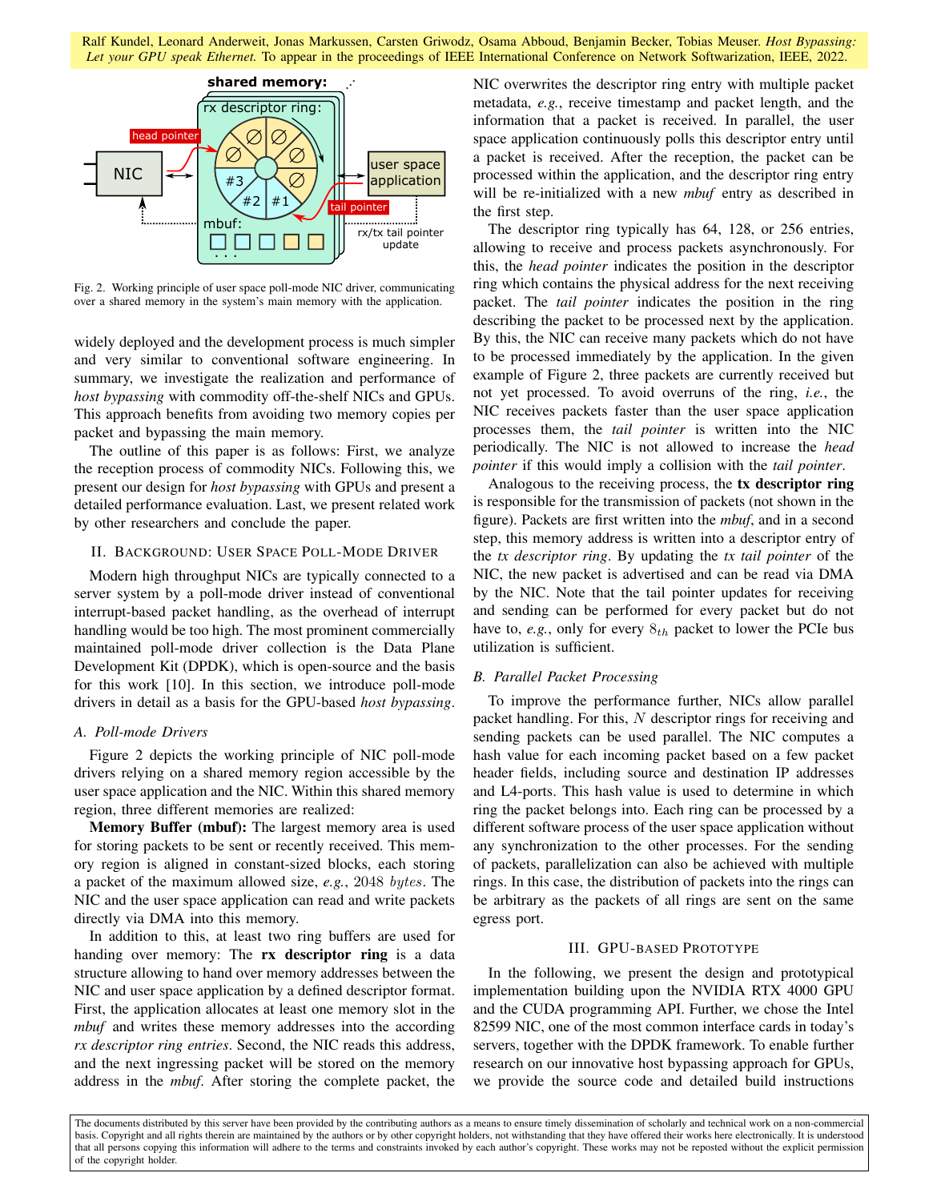Fig. 2. Working principle of user space poll-mode NIC driver, communicating over a shared memory in the system's main memory with the application.

widely deployed and the development process is much simpler and very similar to conventional software engineering. In summary, we investigate the realization and performance of *host bypassing* with commodity off-the-shelf NICs and GPUs. This approach benefits from avoiding two memory copies per packet and bypassing the main memory.

The outline of this paper is as follows: First, we analyze the reception process of commodity NICs. Following this, we present our design for *host bypassing* with GPUs and present a detailed performance evaluation. Last, we present related work by other researchers and conclude the paper.

## II. Background: User Space Poll-Mode Driver

Modern high throughput NICs are typically connected to a server system by a poll-mode driver instead of conventional interrupt-based packet handling, as the overhead of interrupt handling would be too high. The most prominent commercially maintained poll-mode driver collection is the Data Plane Development Kit (DPDK), which is open-source and the basis for this work [10]. In this section, we introduce poll-mode drivers in detail as a basis for the GPU-based *host bypassing*.

### A. Poll-mode Drivers

Figure 2 depicts the working principle of NIC poll-mode drivers relying on a shared memory region accessible by the user space application and the NIC. Within this shared memory region, three different memories are realized:

**Memory Buffer (mbuf):** The largest memory area is used for storing packets to be sent or recently received. This memory region is aligned in constant-sized blocks, each storing a packet of the maximum allowed size, *e.g.*, 2048 $bytes$. The NIC and the user space application can read and write packets directly via DMA into this memory.

In addition to this, at least two ring buffers are used for handing over memory: The **rx descriptor ring** is a data structure allowing to hand over memory addresses between the NIC and user space application by a defined descriptor format. First, the application allocates at least one memory slot in the *mbuf* and writes these memory addresses into the according *rx descriptor ring entries*. Second, the NIC reads this address, and the next ingressing packet will be stored on the memory address in the *mbuf*. After storing the complete packet, the NIC overwrites the descriptor ring entry with multiple packet metadata, *e.g.*, receive timestamp and packet length, and the information that a packet is received. In parallel, the user space application continuously polls this descriptor entry until a packet is received. After the reception, the packet can be processed within the application, and the descriptor ring entry will be re-initialized with a new *mbuf* entry as described in the first step.

The descriptor ring typically has 64, 128, or 256 entries, allowing to receive and process packets asynchronously. For this, the *head pointer* indicates the position in the descriptor ring which contains the physical address for the next receiving packet. The *tail pointer* indicates the position in the ring describing the packet to be processed next by the application. By this, the NIC can receive many packets which do not have to be processed immediately by the application. In the given example of Figure 2, three packets are currently received but not yet processed. To avoid overruns of the ring, *i.e.*, the NIC receives packets faster than the user space application processes them, the *tail pointer* is written into the NIC periodically. The NIC is not allowed to increase the *head pointer* if this would imply a collision with the *tail pointer*.

Analogous to the receiving process, the **tx descriptor ring** is responsible for the transmission of packets (not shown in the figure). Packets are first written into the *mbuf*, and in a second step, this memory address is written into a descriptor entry of the *tx descriptor ring*. By updating the *tx tail pointer* of the NIC, the new packet is advertised and can be read via DMA by the NIC. Note that the tail pointer updates for receiving and sending can be performed for every packet but do not have to, *e.g.*, only for every $8_{th}$ packet to lower the PCIe bus utilization is sufficient.

### B. Parallel Packet Processing

To improve the performance further, NICs allow parallel packet handling. For this, $N$ descriptor rings for receiving and sending packets can be used parallel. The NIC computes a hash value for each incoming packet based on a few packet header fields, including source and destination IP addresses and L4-ports. This hash value is used to determine in which ring the packet belongs into. Each ring can be processed by a different software process of the user space application without any synchronization to the other processes. For the sending of packets, parallelization can also be achieved with multiple rings. In this case, the distribution of packets into the rings can be arbitrary as the packets of all rings are sent on the same egress port.

## III. GPU-based Prototype

In the following, we present the design and prototypical implementation building upon the NVIDIA RTX 4000 GPU and the CUDA programming API. Further, we chose the Intel 82599 NIC, one of the most common interface cards in today's servers, together with the DPDK framework. To enable further research on our innovative host bypassing approach for GPUs, we provide the source code and detailed build instructions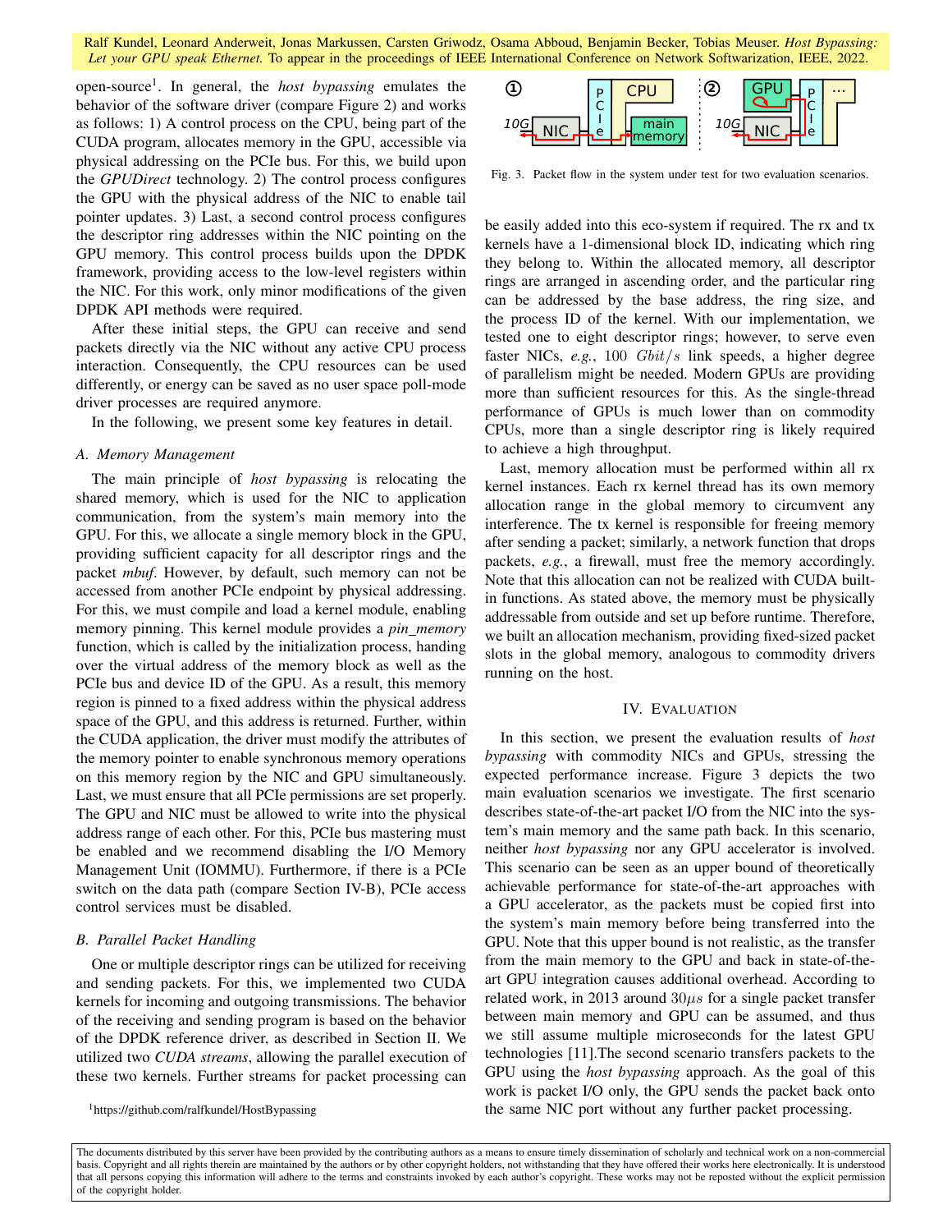open-source[1]. In general, the *host bypassing* emulates the behavior of the software driver (compare Figure 2) and works as follows: 1) A control process on the CPU, being part of the CUDA program, allocates memory in the GPU, accessible via physical addressing on the PCIe bus. For this, we build upon the *GPUDirect* technology. 2) The control process configures the GPU with the physical address of the NIC to enable tail pointer updates. 3) Last, a second control process configures the descriptor ring addresses within the NIC pointing on the GPU memory. This control process builds upon the DPDK framework, providing access to the low-level registers within the NIC. For this work, only minor modifications of the given DPDK API methods were required.

After these initial steps, the GPU can receive and send packets directly via the NIC without any active CPU process interaction. Consequently, the CPU resources can be used differently, or energy can be saved as no user space poll-mode driver processes are required anymore.

In the following, we present some key features in detail.

### A. Memory Management

The main principle of *host bypassing* is relocating the shared memory, which is used for the NIC to application communication, from the system's main memory into the GPU. For this, we allocate a single memory block in the GPU, providing sufficient capacity for all descriptor rings and the packet *mbuf*. However, by default, such memory can not be accessed from another PCIe endpoint by physical addressing. For this, we must compile and load a kernel module, enabling memory pinning. This kernel module provides a *pin_memory* function, which is called by the initialization process, handing over the virtual address of the memory block as well as the PCIe bus and device ID of the GPU. As a result, this memory region is pinned to a fixed address within the physical address space of the GPU, and this address is returned. Further, within the CUDA application, the driver must modify the attributes of the memory pointer to enable synchronous memory operations on this memory region by the NIC and GPU simultaneously. Last, we must ensure that all PCIe permissions are set properly. The GPU and NIC must be allowed to write into the physical address range of each other. For this, PCIe bus mastering must be enabled and we recommend disabling the I/O Memory Management Unit (IOMMU). Furthermore, if there is a PCIe switch on the data path (compare Section IV-B), PCIe access control services must be disabled.

### B. Parallel Packet Handling

One or multiple descriptor rings can be utilized for receiving and sending packets. For this, we implemented two CUDA kernels for incoming and outgoing transmissions. The behavior of the receiving and sending program is based on the behavior of the DPDK reference driver, as described in Section II. We utilized two *CUDA streams*, allowing the parallel execution of these two kernels. Further streams for packet processing can be easily added into this eco-system if required. The rx and tx kernels have a 1-dimensional block ID, indicating which ring they belong to. Within the allocated memory, all descriptor rings are arranged in ascending order, and the particular ring can be addressed by the base address, the ring size, and the process ID of the kernel. With our implementation, we tested one to eight descriptor rings; however, to serve even faster NICs, *e.g.*, $100\ Gbit/s$ link speeds, a higher degree of parallelism might be needed. Modern GPUs are providing more than sufficient resources for this. As the single-thread performance of GPUs is much lower than on commodity CPUs, more than a single descriptor ring is likely required to achieve a high throughput.

Last, memory allocation must be performed within all rx kernel instances. Each rx kernel thread has its own memory allocation range in the global memory to circumvent any interference. The tx kernel is responsible for freeing memory after sending a packet; similarly, a network function that drops packets, *e.g.*, a firewall, must free the memory accordingly. Note that this allocation can not be realized with CUDA built-in functions. As stated above, the memory must be physically addressable from outside and set up before runtime. Therefore, we built an allocation mechanism, providing fixed-sized packet slots in the global memory, analogous to commodity drivers running on the host.

[1]https://github.com/ralfkundel/HostBypassing

Fig. 3. Packet flow in the system under test for two evaluation scenarios.

## IV. Evaluation

In this section, we present the evaluation results of *host bypassing* with commodity NICs and GPUs, stressing the expected performance increase. Figure 3 depicts the two main evaluation scenarios we investigate. The first scenario describes state-of-the-art packet I/O from the NIC into the system's main memory and the same path back. In this scenario, neither *host bypassing* nor any GPU accelerator is involved. This scenario can be seen as an upper bound of theoretically achievable performance for state-of-the-art approaches with a GPU accelerator, as the packets must be copied first into the system's main memory before being transferred into the GPU. Note that this upper bound is not realistic, as the transfer from the main memory to the GPU and back in state-of-the-art GPU integration causes additional overhead. According to related work, in 2013 around $30\mu s$ for a single packet transfer between main memory and GPU can be assumed, and thus we still assume multiple microseconds for the latest GPU technologies [11].The second scenario transfers packets to the GPU using the *host bypassing* approach. As the goal of this work is packet I/O only, the GPU sends the packet back onto the same NIC port without any further packet processing.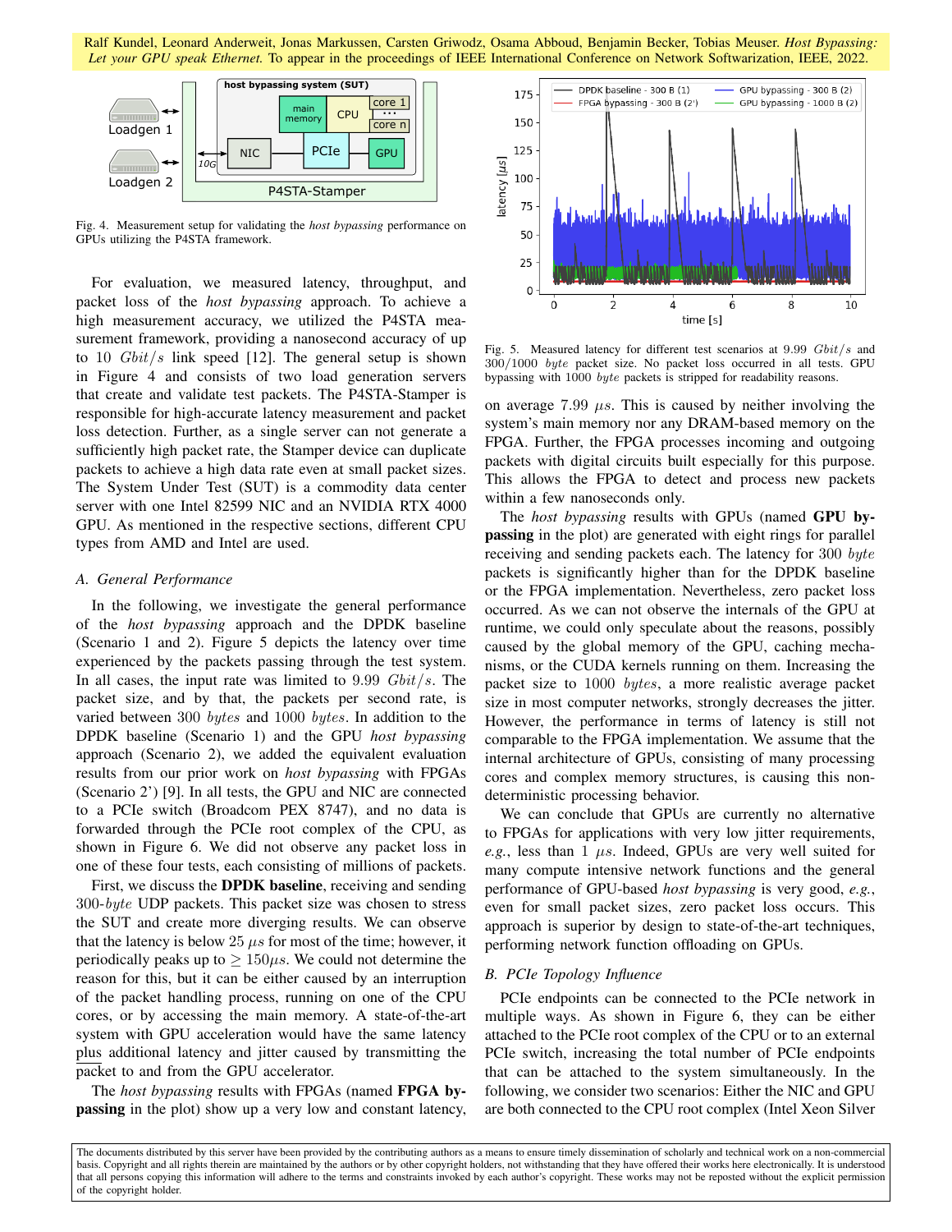Ralf Kundel, Leonard Anderweit, Jonas Markussen, Carsten Griwodz, Osama Abboud, Benjamin Becker, Tobias Meuser. *Host Bypassing: Let your GPU speak Ethernet.* To appear in the proceedings of IEEE International Conference on Network Softwarization, IEEE, 2022.

Fig. 4. Measurement setup for validating the *host bypassing* performance on GPUs utilizing the P4STA framework.

For evaluation, we measured latency, throughput, and packet loss of the *host bypassing* approach. To achieve a high measurement accuracy, we utilized the P4STA measurement framework, providing a nanosecond accuracy of up to 10 $Gbit/s$ link speed [12]. The general setup is shown in Figure 4 and consists of two load generation servers that create and validate test packets. The P4STA-Stamper is responsible for high-accurate latency measurement and packet loss detection. Further, as a single server can not generate a sufficiently high packet rate, the Stamper device can duplicate packets to achieve a high data rate even at small packet sizes. The System Under Test (SUT) is a commodity data center server with one Intel 82599 NIC and an NVIDIA RTX 4000 GPU. As mentioned in the respective sections, different CPU types from AMD and Intel are used.

### A. General Performance

In the following, we investigate the general performance of the *host bypassing* approach and the DPDK baseline (Scenario 1 and 2). Figure 5 depicts the latency over time experienced by the packets passing through the test system. In all cases, the input rate was limited to 9.99 $Gbit/s$. The packet size, and by that, the packets per second rate, is varied between 300 $bytes$ and 1000 $bytes$. In addition to the DPDK baseline (Scenario 1) and the GPU *host bypassing* approach (Scenario 2), we added the equivalent evaluation results from our prior work on *host bypassing* with FPGAs (Scenario 2') [9]. In all tests, the GPU and NIC are connected to a PCIe switch (Broadcom PEX 8747), and no data is forwarded through the PCIe root complex of the CPU, as shown in Figure 6. We did not observe any packet loss in one of these four tests, each consisting of millions of packets.

First, we discuss the **DPDK baseline**, receiving and sending 300-$byte$ UDP packets. This packet size was chosen to stress the SUT and create more diverging results. We can observe that the latency is below 25 $\mu s$ for most of the time; however, it periodically peaks up to $\geq 150 \mu s$. We could not determine the reason for this, but it can be either caused by an interruption of the packet handling process, running on one of the CPU cores, or by accessing the main memory. A state-of-the-art system with GPU acceleration would have the same latency plus additional latency and jitter caused by transmitting the packet to and from the GPU accelerator.

The *host bypassing* results with FPGAs (named **FPGA bypassing** in the plot) show up a very low and constant latency, on average 7.99 $\mu s$. This is caused by neither involving the system's main memory nor any DRAM-based memory on the FPGA. Further, the FPGA processes incoming and outgoing packets with digital circuits built especially for this purpose. This allows the FPGA to detect and process new packets within a few nanoseconds only.

Fig. 5. Measured latency for different test scenarios at 9.99 $Gbit/s$ and 300/1000 $byte$ packet size. No packet loss occurred in all tests. GPU bypassing with 1000 $byte$ packets is stripped for readability reasons.

The *host bypassing* results with GPUs (named **GPU bypassing** in the plot) are generated with eight rings for parallel receiving and sending packets each. The latency for 300 $byte$ packets is significantly higher than for the DPDK baseline or the FPGA implementation. Nevertheless, zero packet loss occurred. As we can not observe the internals of the GPU at runtime, we could only speculate about the reasons, possibly caused by the global memory of the GPU, caching mechanisms, or the CUDA kernels running on them. Increasing the packet size to 1000 $bytes$, a more realistic average packet size in most computer networks, strongly decreases the jitter. However, the performance in terms of latency is still not comparable to the FPGA implementation. We assume that the internal architecture of GPUs, consisting of many processing cores and complex memory structures, is causing this non-deterministic processing behavior.

We can conclude that GPUs are currently no alternative to FPGAs for applications with very low jitter requirements, *e.g.*, less than 1 $\mu s$. Indeed, GPUs are very well suited for many compute intensive network functions and the general performance of GPU-based *host bypassing* is very good, *e.g.*, even for small packet sizes, zero packet loss occurs. This approach is superior by design to state-of-the-art techniques, performing network function offloading on GPUs.

### B. PCIe Topology Influence

PCIe endpoints can be connected to the PCIe network in multiple ways. As shown in Figure 6, they can be either attached to the PCIe root complex of the CPU or to an external PCIe switch, increasing the total number of PCIe endpoints that can be attached to the system simultaneously. In the following, we consider two scenarios: Either the NIC and GPU are both connected to the CPU root complex (Intel Xeon Silver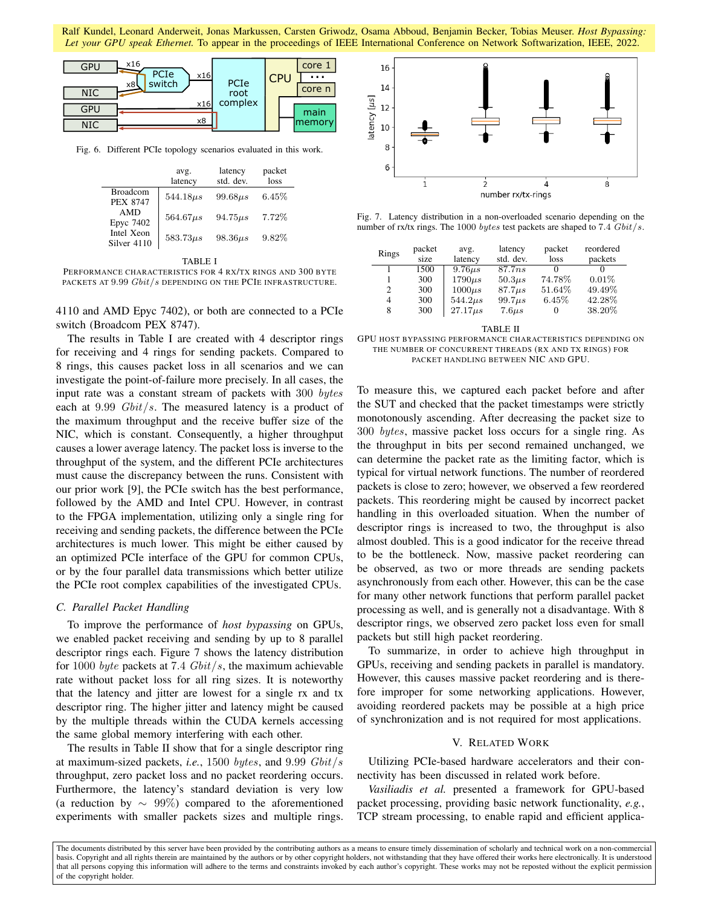Fig. 6. Different PCIe topology scenarios evaluated in this work.

| | avg. latency | latency std. dev. | packet loss |
|---|---|---|---|
| Broadcom PEX 8747 | $544.18\mu s$ | $99.68\mu s$ | $6.45\%$ |
| AMD Epyc 7402 | $564.67\mu s$ | $94.75\mu s$ | $7.72\%$ |
| Intel Xeon Silver 4110 | $583.73\mu s$ | $98.36\mu s$ | $9.82\%$ |

TABLE I
PERFORMANCE CHARACTERISTICS FOR 4 RX/TX RINGS AND 300 BYTE PACKETS AT 9.99 $Gbit/s$ DEPENDING ON THE PCIE INFRASTRUCTURE.

4110 and AMD Epyc 7402), or both are connected to a PCIe switch (Broadcom PEX 8747).

The results in Table I are created with 4 descriptor rings for receiving and 4 rings for sending packets. Compared to 8 rings, this causes packet loss in all scenarios and we can investigate the point-of-failure more precisely. In all cases, the input rate was a constant stream of packets with 300 $bytes$ each at 9.99 $Gbit/s$. The measured latency is a product of the maximum throughput and the receive buffer size of the NIC, which is constant. Consequently, a higher throughput causes a lower average latency. The packet loss is inverse to the throughput of the system, and the different PCIe architectures must cause the discrepancy between the runs. Consistent with our prior work [9], the PCIe switch has the best performance, followed by the AMD and Intel CPU. However, in contrast to the FPGA implementation, utilizing only a single ring for receiving and sending packets, the difference between the PCIe architectures is much lower. This might be either caused by an optimized PCIe interface of the GPU for common CPUs, or by the four parallel data transmissions which better utilize the PCIe root complex capabilities of the investigated CPUs.

### C. Parallel Packet Handling

To improve the performance of *host bypassing* on GPUs, we enabled packet receiving and sending by up to 8 parallel descriptor rings each. Figure 7 shows the latency distribution for 1000 $byte$ packets at 7.4 $Gbit/s$, the maximum achievable rate without packet loss for all ring sizes. It is noteworthy that the latency and jitter are lowest for a single rx and tx descriptor ring. The higher jitter and latency might be caused by the multiple threads within the CUDA kernels accessing the same global memory interfering with each other.

The results in Table II show that for a single descriptor ring at maximum-sized packets, *i.e.*, 1500 $bytes$, and 9.99 $Gbit/s$ throughput, zero packet loss and no packet reordering occurs. Furthermore, the latency's standard deviation is very low (a reduction by $\sim$ 99%) compared to the aforementioned experiments with smaller packets sizes and multiple rings.

Fig. 7. Latency distribution in a non-overloaded scenario depending on the number of rx/tx rings. The 1000 $bytes$ test packets are shaped to 7.4 $Gbit/s$.

| Rings | packet size | avg. latency | latency std. dev. | packet loss | reordered packets |
|---|---|---|---|---|---|
| 1 | 1500 | $9.76\mu s$ | $87.7ns$ | 0 | 0 |
| 1 | 300 | $1790\mu s$ | $50.3\mu s$ | $74.78\%$ | $0.01\%$ |
| 2 | 300 | $1000\mu s$ | $87.7\mu s$ | $51.64\%$ | $49.49\%$ |
| 4 | 300 | $544.2\mu s$ | $99.7\mu s$ | $6.45\%$ | $42.28\%$ |
| 8 | 300 | $27.17\mu s$ | $7.6\mu s$ | 0 | $38.20\%$ |

TABLE II
GPU HOST BYPASSING PERFORMANCE CHARACTERISTICS DEPENDING ON THE NUMBER OF CONCURRENT THREADS (RX AND TX RINGS) FOR PACKET HANDLING BETWEEN NIC AND GPU.

To measure this, we captured each packet before and after the SUT and checked that the packet timestamps were strictly monotonously ascending. After decreasing the packet size to 300 $bytes$, massive packet loss occurs for a single ring. As the throughput in bits per second remained unchanged, we can determine the packet rate as the limiting factor, which is typical for virtual network functions. The number of reordered packets is close to zero; however, we observed a few reordered packets. This reordering might be caused by incorrect packet handling in this overloaded situation. When the number of descriptor rings is increased to two, the throughput is also almost doubled. This is a good indicator for the receive thread to be the bottleneck. Now, massive packet reordering can be observed, as two or more threads are sending packets asynchronously from each other. However, this can be the case for many other network functions that perform parallel packet processing as well, and is generally not a disadvantage. With 8 descriptor rings, we observed zero packet loss even for small packets but still high packet reordering.

To summarize, in order to achieve high throughput in GPUs, receiving and sending packets in parallel is mandatory. However, this causes massive packet reordering and is therefore improper for some networking applications. However, avoiding reordered packets may be possible at a high price of synchronization and is not required for most applications.

## V. RELATED WORK

Utilizing PCIe-based hardware accelerators and their connectivity has been discussed in related work before.

*Vasiliadis et al.* presented a framework for GPU-based packet processing, providing basic network functionality, *e.g.*, TCP stream processing, to enable rapid and efficient applica-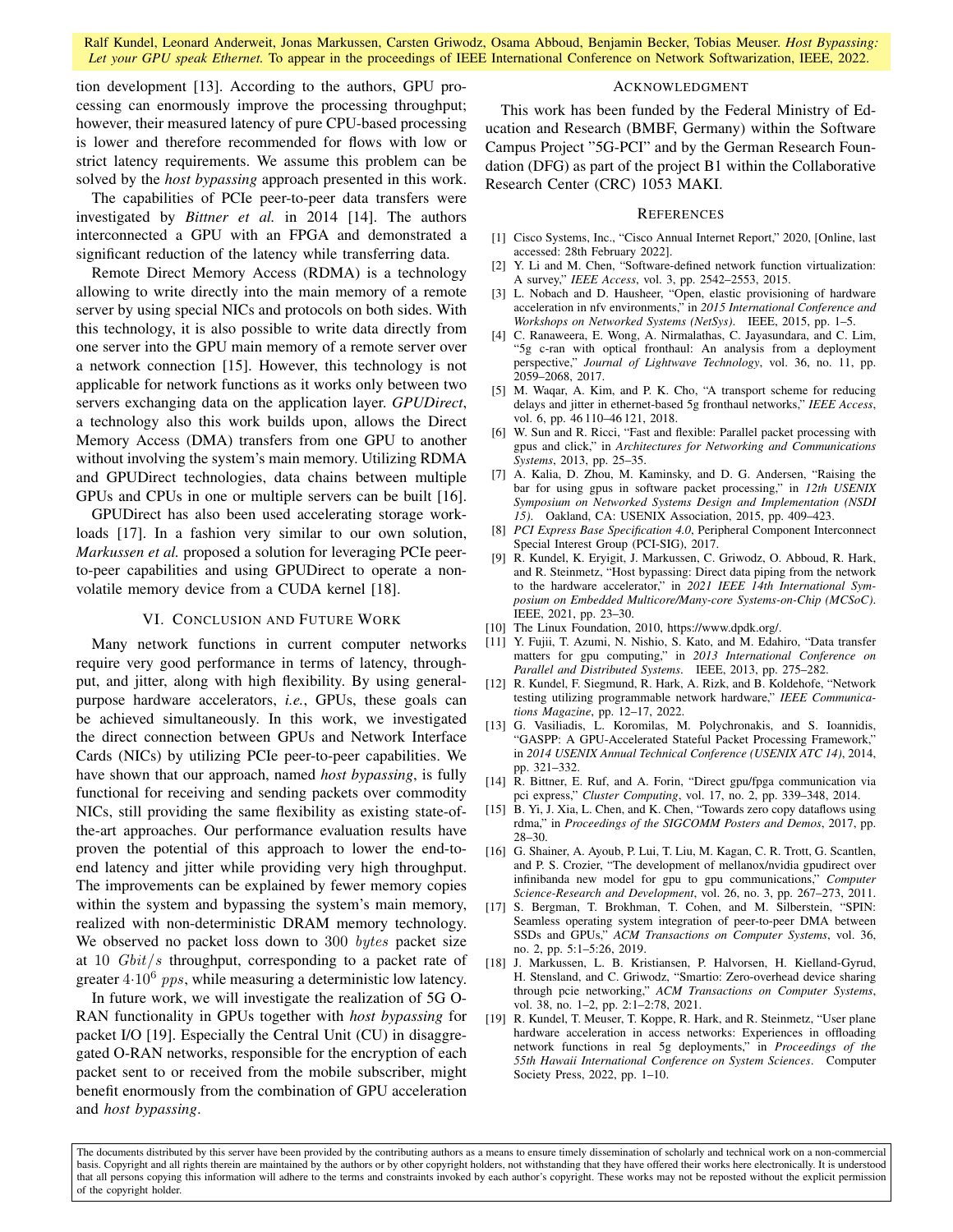tion development [13]. According to the authors, GPU processing can enormously improve the processing throughput; however, their measured latency of pure CPU-based processing is lower and therefore recommended for flows with low or strict latency requirements. We assume this problem can be solved by the *host bypassing* approach presented in this work.

The capabilities of PCIe peer-to-peer data transfers were investigated by *Bittner et al.* in 2014 [14]. The authors interconnected a GPU with an FPGA and demonstrated a significant reduction of the latency while transferring data.

Remote Direct Memory Access (RDMA) is a technology allowing to write directly into the main memory of a remote server by using special NICs and protocols on both sides. With this technology, it is also possible to write data directly from one server into the GPU main memory of a remote server over a network connection [15]. However, this technology is not applicable for network functions as it works only between two servers exchanging data on the application layer. *GPUDirect*, a technology also this work builds upon, allows the Direct Memory Access (DMA) transfers from one GPU to another without involving the system's main memory. Utilizing RDMA and GPUDirect technologies, data chains between multiple GPUs and CPUs in one or multiple servers can be built [16].

GPUDirect has also been used accelerating storage workloads [17]. In a fashion very similar to our own solution, *Markussen et al.* proposed a solution for leveraging PCIe peer-to-peer capabilities and using GPUDirect to operate a non-volatile memory device from a CUDA kernel [18].

## VI. Conclusion and Future Work

Many network functions in current computer networks require very good performance in terms of latency, throughput, and jitter, along with high flexibility. By using general-purpose hardware accelerators, *i.e.*, GPUs, these goals can be achieved simultaneously. In this work, we investigated the direct connection between GPUs and Network Interface Cards (NICs) by utilizing PCIe peer-to-peer capabilities. We have shown that our approach, named *host bypassing*, is fully functional for receiving and sending packets over commodity NICs, still providing the same flexibility as existing state-of-the-art approaches. Our performance evaluation results have proven the potential of this approach to lower the end-to-end latency and jitter while providing very high throughput. The improvements can be explained by fewer memory copies within the system and bypassing the system's main memory, realized with non-deterministic DRAM memory technology. We observed no packet loss down to $300\ bytes$ packet size at $10\ Gbit/s$ throughput, corresponding to a packet rate of greater $4 \cdot 10^6\ pps$, while measuring a deterministic low latency.

In future work, we will investigate the realization of 5G O-RAN functionality in GPUs together with *host bypassing* for packet I/O [19]. Especially the Central Unit (CU) in disaggregated O-RAN networks, responsible for the encryption of each packet sent to or received from the mobile subscriber, might benefit enormously from the combination of GPU acceleration and *host bypassing*.

## Acknowledgment

This work has been funded by the Federal Ministry of Education and Research (BMBF, Germany) within the Software Campus Project "5G-PCI" and by the German Research Foundation (DFG) as part of the project B1 within the Collaborative Research Center (CRC) 1053 MAKI.

## References

[1] Cisco Systems, Inc., "Cisco Annual Internet Report," 2020, [Online, last accessed: 28th February 2022].

[2] Y. Li and M. Chen, "Software-defined network function virtualization: A survey," *IEEE Access*, vol. 3, pp. 2542–2553, 2015.

[3] L. Nobach and D. Hausheer, "Open, elastic provisioning of hardware acceleration in nfv environments," in *2015 International Conference and Workshops on Networked Systems (NetSys)*. IEEE, 2015, pp. 1–5.

[4] C. Ranaweera, E. Wong, A. Nirmalathas, C. Jayasundara, and C. Lim, "5g c-ran with optical fronthaul: An analysis from a deployment perspective," *Journal of Lightwave Technology*, vol. 36, no. 11, pp. 2059–2068, 2017.

[5] M. Waqar, A. Kim, and P. K. Cho, "A transport scheme for reducing delays and jitter in ethernet-based 5g fronthaul networks," *IEEE Access*, vol. 6, pp. 46 110–46 121, 2018.

[6] W. Sun and R. Ricci, "Fast and flexible: Parallel packet processing with gpus and click," in *Architectures for Networking and Communications Systems*, 2013, pp. 25–35.

[7] A. Kalia, D. Zhou, M. Kaminsky, and D. G. Andersen, "Raising the bar for using gpus in software packet processing," in *12th USENIX Symposium on Networked Systems Design and Implementation (NSDI 15)*. Oakland, CA: USENIX Association, 2015, pp. 409–423.

[8] *PCI Express Base Specification 4.0*, Peripheral Component Interconnect Special Interest Group (PCI-SIG), 2017.

[9] R. Kundel, K. Eryigit, J. Markussen, C. Griwodz, O. Abboud, R. Hark, and R. Steinmetz, "Host bypassing: Direct data piping from the network to the hardware accelerator," in *2021 IEEE 14th International Symposium on Embedded Multicore/Many-core Systems-on-Chip (MCSoC)*. IEEE, 2021, pp. 23–30.

[10] The Linux Foundation, 2010, https://www.dpdk.org/.

[11] Y. Fujii, T. Azumi, N. Nishio, S. Kato, and M. Edahiro, "Data transfer matters for gpu computing," in *2013 International Conference on Parallel and Distributed Systems*. IEEE, 2013, pp. 275–282.

[12] R. Kundel, F. Siegmund, R. Hark, A. Rizk, and B. Koldehofe, "Network testing utilizing programmable network hardware," *IEEE Communications Magazine*, pp. 12–17, 2022.

[13] G. Vasiliadis, L. Koromilas, M. Polychronakis, and S. Ioannidis, "GASPP: A GPU-Accelerated Stateful Packet Processing Framework," in *2014 USENIX Annual Technical Conference (USENIX ATC 14)*, 2014, pp. 321–332.

[14] R. Bittner, E. Ruf, and A. Forin, "Direct gpu/fpga communication via pci express," *Cluster Computing*, vol. 17, no. 2, pp. 339–348, 2014.

[15] B. Yi, J. Xia, L. Chen, and K. Chen, "Towards zero copy dataflows using rdma," in *Proceedings of the SIGCOMM Posters and Demos*, 2017, pp. 28–30.

[16] G. Shainer, A. Ayoub, P. Lui, T. Liu, M. Kagan, C. R. Trott, G. Scantlen, and P. S. Crozier, "The development of mellanox/nvidia gpudirect over infinibanda new model for gpu to gpu communications," *Computer Science-Research and Development*, vol. 26, no. 3, pp. 267–273, 2011.

[17] S. Bergman, T. Brokhman, T. Cohen, and M. Silberstein, "SPIN: Seamless operating system integration of peer-to-peer DMA between SSDs and GPUs," *ACM Transactions on Computer Systems*, vol. 36, no. 2, pp. 5:1–5:26, 2019.

[18] J. Markussen, L. B. Kristiansen, P. Halvorsen, H. Kielland-Gyrud, H. Stensland, and C. Griwodz, "Smartio: Zero-overhead device sharing through pcie networking," *ACM Transactions on Computer Systems*, vol. 38, no. 1–2, pp. 2:1–2:78, 2021.

[19] R. Kundel, T. Meuser, T. Koppe, R. Hark, and R. Steinmetz, "User plane hardware acceleration in access networks: Experiences in offloading network functions in real 5g deployments," in *Proceedings of the 55th Hawaii International Conference on System Sciences*. Computer Society Press, 2022, pp. 1–10.